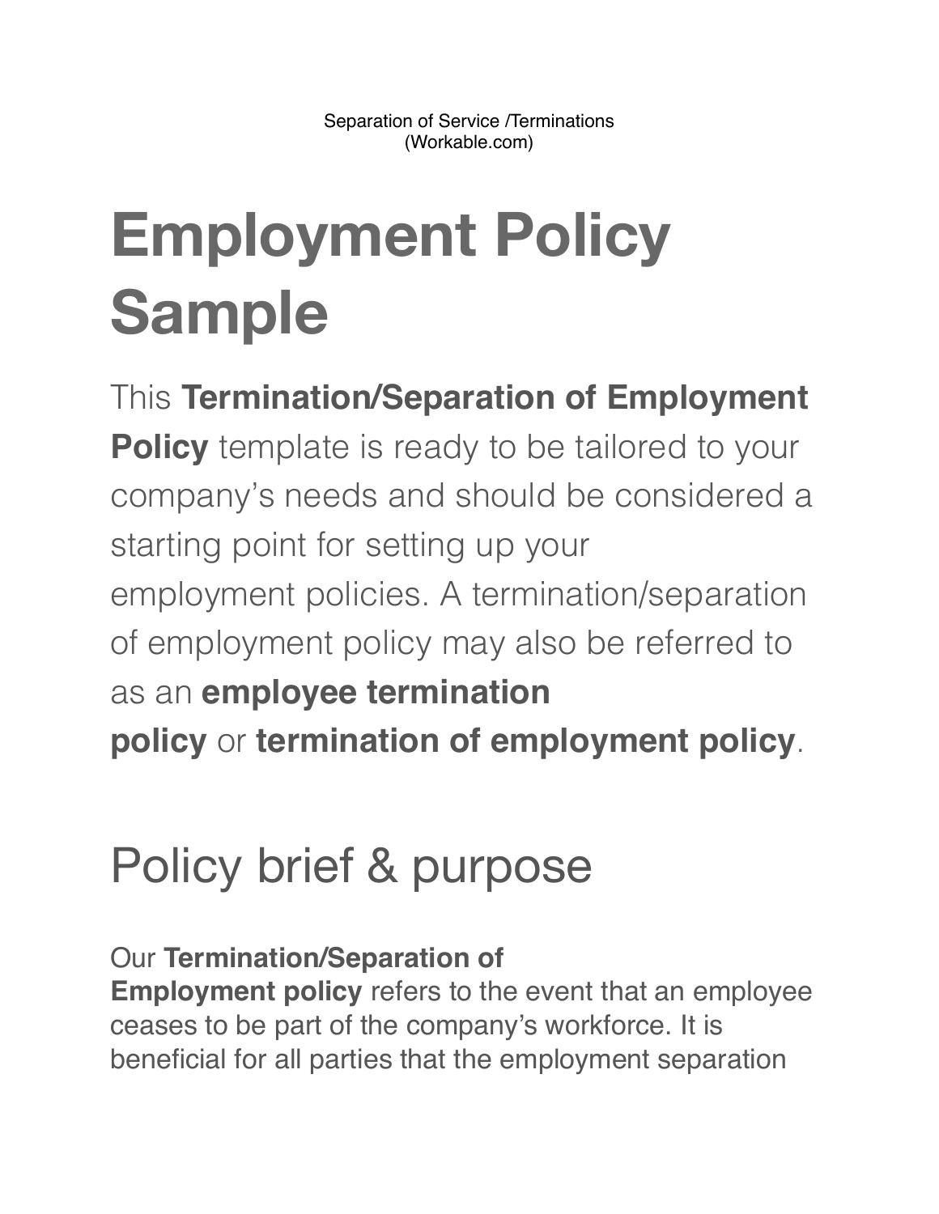Separation of Service /Terminations
(Workable.com)

# Employment Policy Sample

This **Termination/Separation of Employment Policy** template is ready to be tailored to your company's needs and should be considered a starting point for setting up your employment policies. A termination/separation of employment policy may also be referred to as an **employee termination policy** or **termination of employment policy**.

## Policy brief & purpose

Our **Termination/Separation of Employment policy** refers to the event that an employee ceases to be part of the company's workforce. It is beneficial for all parties that the employment separation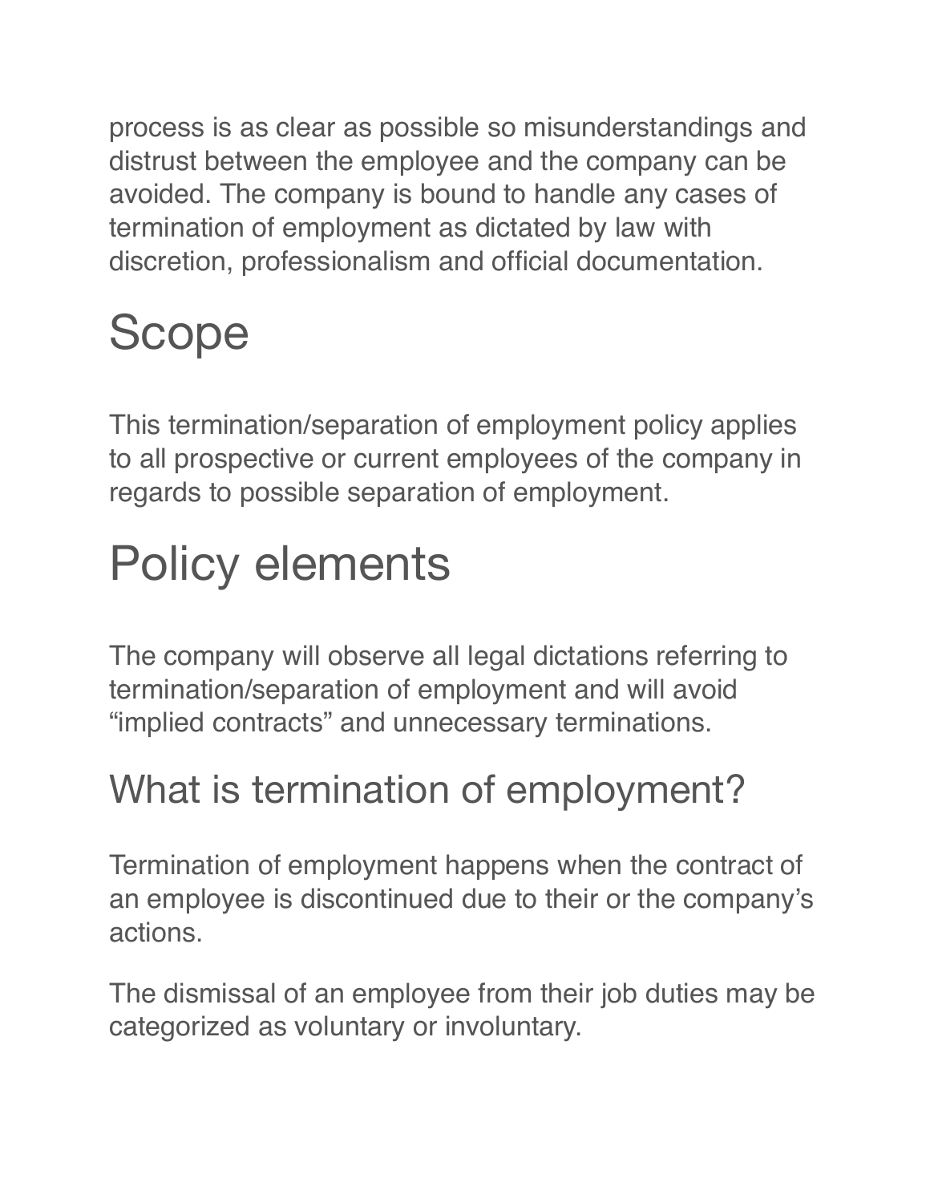process is as clear as possible so misunderstandings and distrust between the employee and the company can be avoided. The company is bound to handle any cases of termination of employment as dictated by law with discretion, professionalism and official documentation.

# Scope

This termination/separation of employment policy applies to all prospective or current employees of the company in regards to possible separation of employment.

# Policy elements

The company will observe all legal dictations referring to termination/separation of employment and will avoid "implied contracts" and unnecessary terminations.

## What is termination of employment?

Termination of employment happens when the contract of an employee is discontinued due to their or the company's actions.

The dismissal of an employee from their job duties may be categorized as voluntary or involuntary.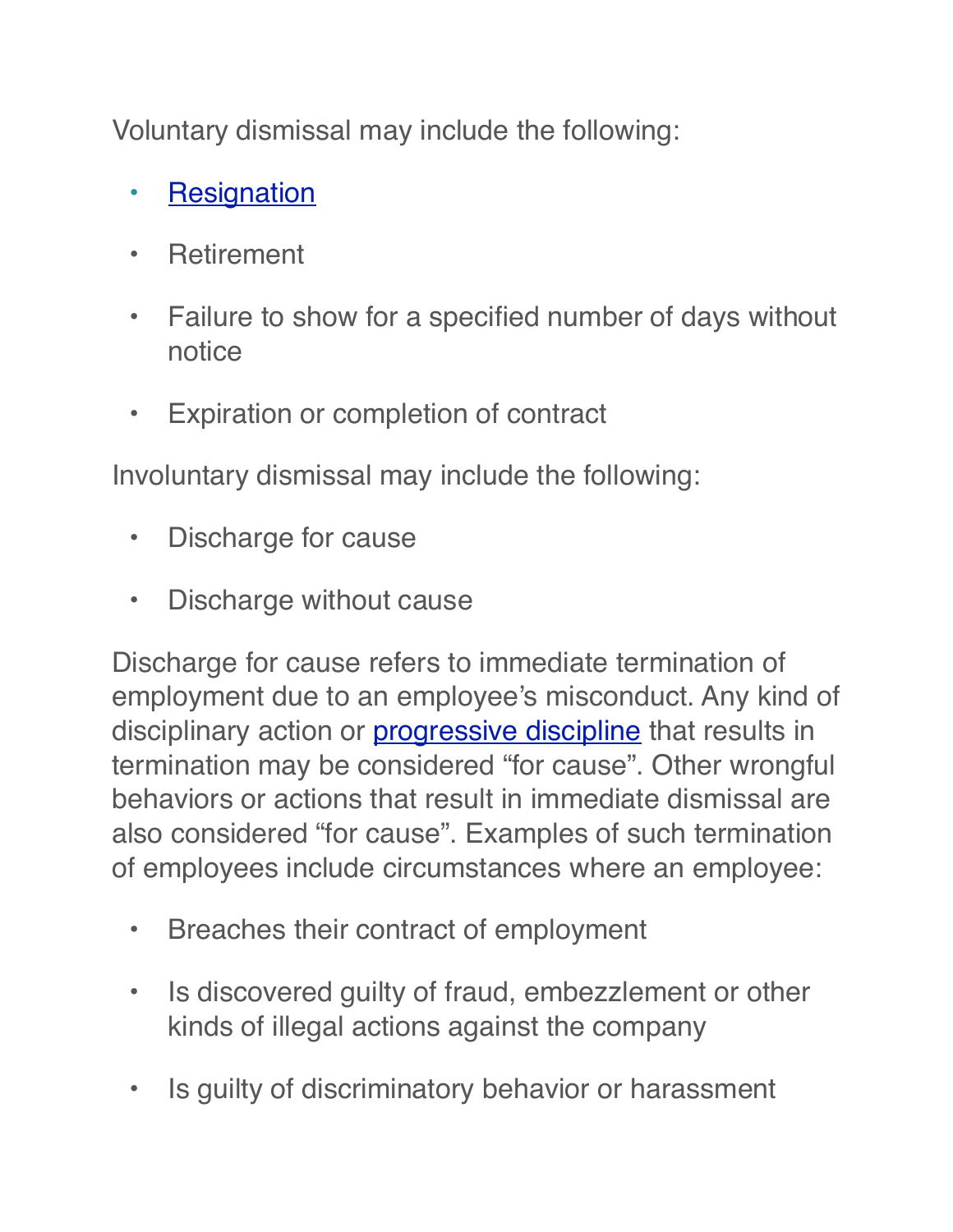Voluntary dismissal may include the following:

- Resignation
- Retirement
- Failure to show for a specified number of days without notice
- Expiration or completion of contract

Involuntary dismissal may include the following:

- Discharge for cause
- Discharge without cause

Discharge for cause refers to immediate termination of employment due to an employee's misconduct. Any kind of disciplinary action or progressive discipline that results in termination may be considered "for cause". Other wrongful behaviors or actions that result in immediate dismissal are also considered "for cause". Examples of such termination of employees include circumstances where an employee:

- Breaches their contract of employment
- Is discovered guilty of fraud, embezzlement or other kinds of illegal actions against the company
- Is guilty of discriminatory behavior or harassment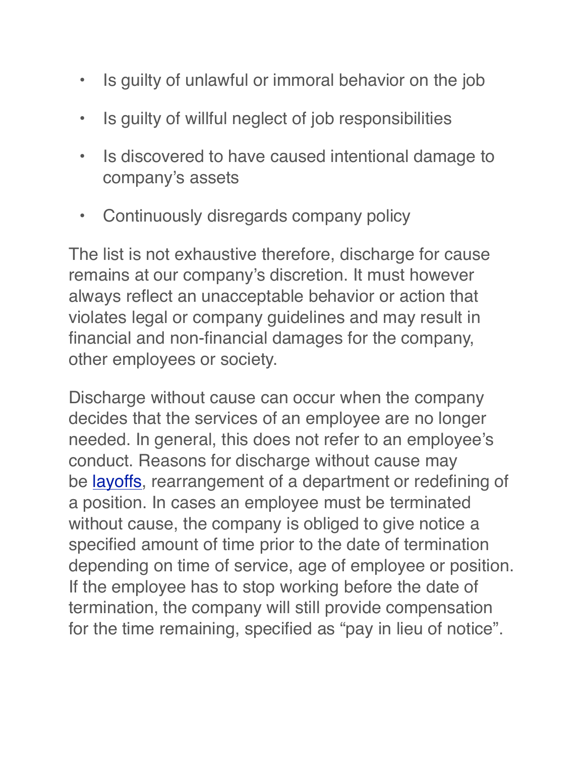- Is guilty of unlawful or immoral behavior on the job
- Is guilty of willful neglect of job responsibilities
- Is discovered to have caused intentional damage to company's assets
- Continuously disregards company policy

The list is not exhaustive therefore, discharge for cause remains at our company's discretion. It must however always reflect an unacceptable behavior or action that violates legal or company guidelines and may result in financial and non-financial damages for the company, other employees or society.

Discharge without cause can occur when the company decides that the services of an employee are no longer needed. In general, this does not refer to an employee's conduct. Reasons for discharge without cause may be layoffs, rearrangement of a department or redefining of a position. In cases an employee must be terminated without cause, the company is obliged to give notice a specified amount of time prior to the date of termination depending on time of service, age of employee or position. If the employee has to stop working before the date of termination, the company will still provide compensation for the time remaining, specified as "pay in lieu of notice".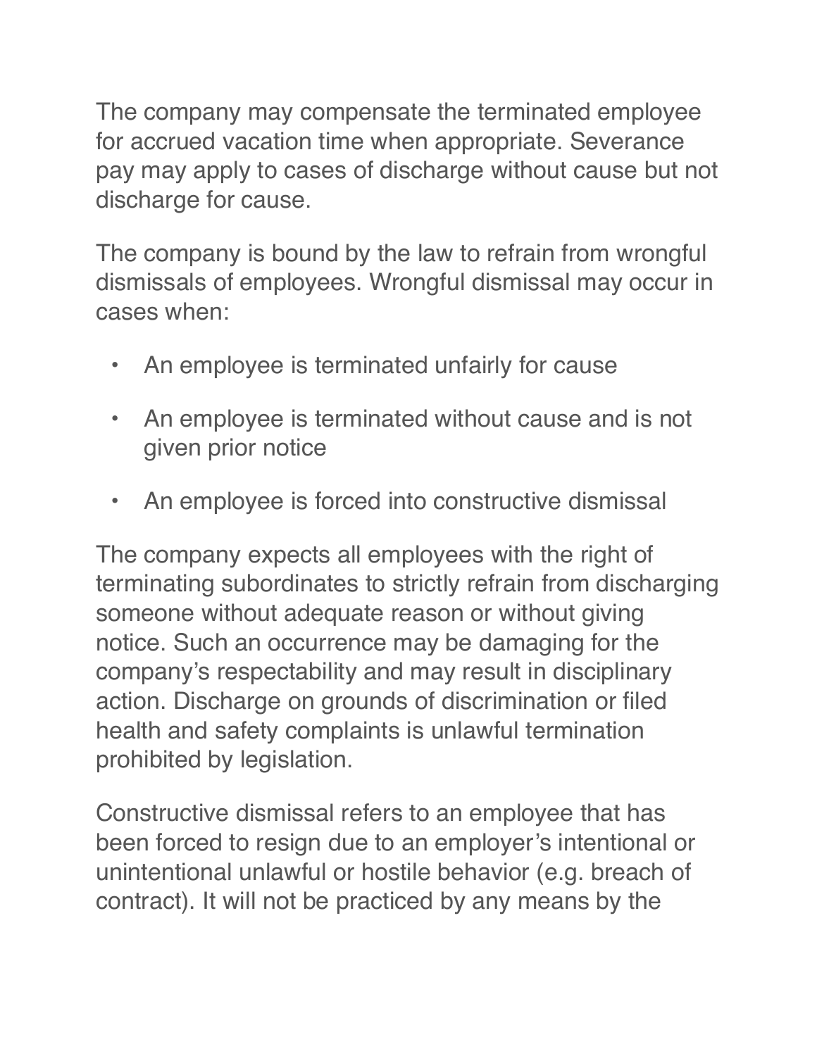The company may compensate the terminated employee for accrued vacation time when appropriate. Severance pay may apply to cases of discharge without cause but not discharge for cause.

The company is bound by the law to refrain from wrongful dismissals of employees. Wrongful dismissal may occur in cases when:

- An employee is terminated unfairly for cause
- An employee is terminated without cause and is not given prior notice
- An employee is forced into constructive dismissal

The company expects all employees with the right of terminating subordinates to strictly refrain from discharging someone without adequate reason or without giving notice. Such an occurrence may be damaging for the company's respectability and may result in disciplinary action. Discharge on grounds of discrimination or filed health and safety complaints is unlawful termination prohibited by legislation.

Constructive dismissal refers to an employee that has been forced to resign due to an employer's intentional or unintentional unlawful or hostile behavior (e.g. breach of contract). It will not be practiced by any means by the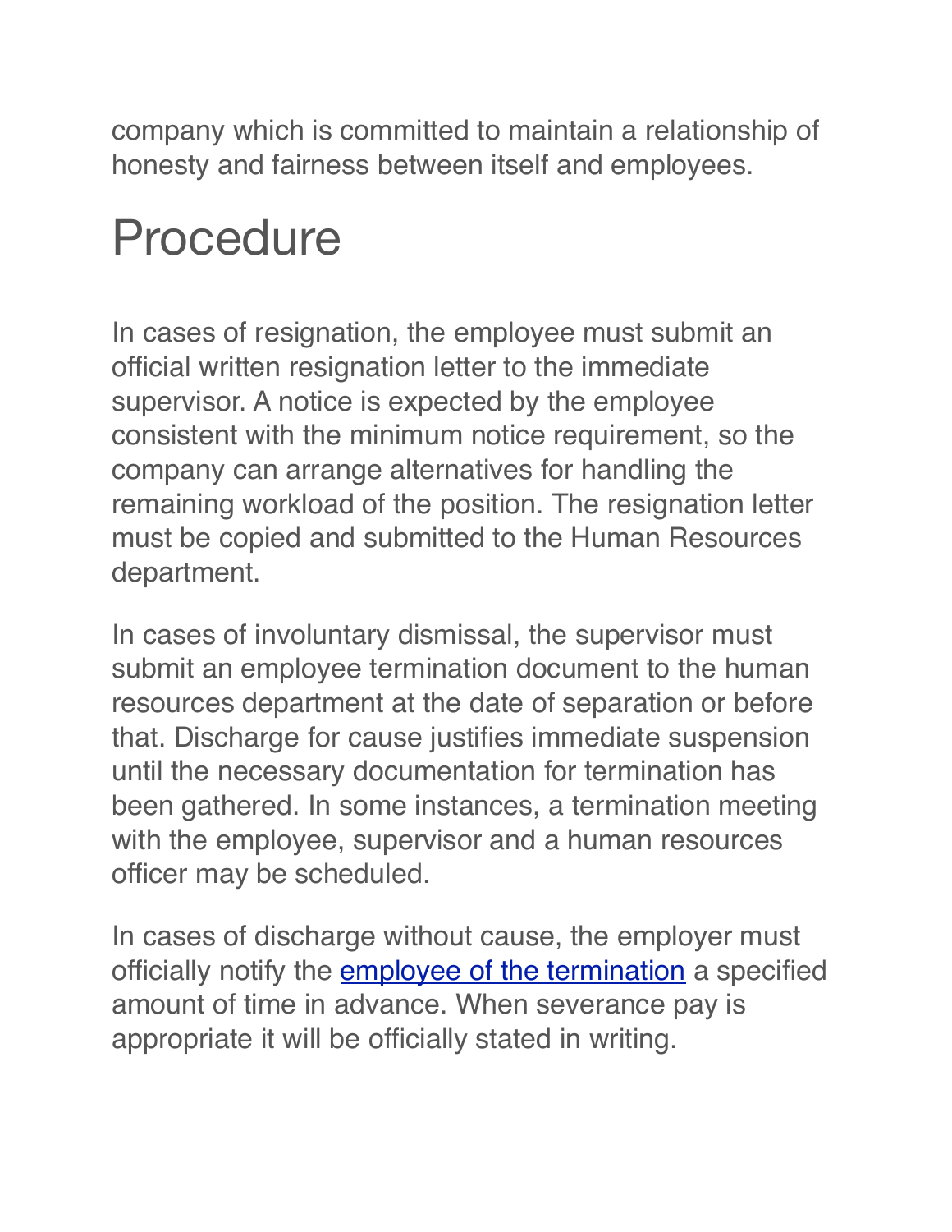company which is committed to maintain a relationship of honesty and fairness between itself and employees.

# Procedure

In cases of resignation, the employee must submit an official written resignation letter to the immediate supervisor. A notice is expected by the employee consistent with the minimum notice requirement, so the company can arrange alternatives for handling the remaining workload of the position. The resignation letter must be copied and submitted to the Human Resources department.

In cases of involuntary dismissal, the supervisor must submit an employee termination document to the human resources department at the date of separation or before that. Discharge for cause justifies immediate suspension until the necessary documentation for termination has been gathered. In some instances, a termination meeting with the employee, supervisor and a human resources officer may be scheduled.

In cases of discharge without cause, the employer must officially notify the employee of the termination a specified amount of time in advance. When severance pay is appropriate it will be officially stated in writing.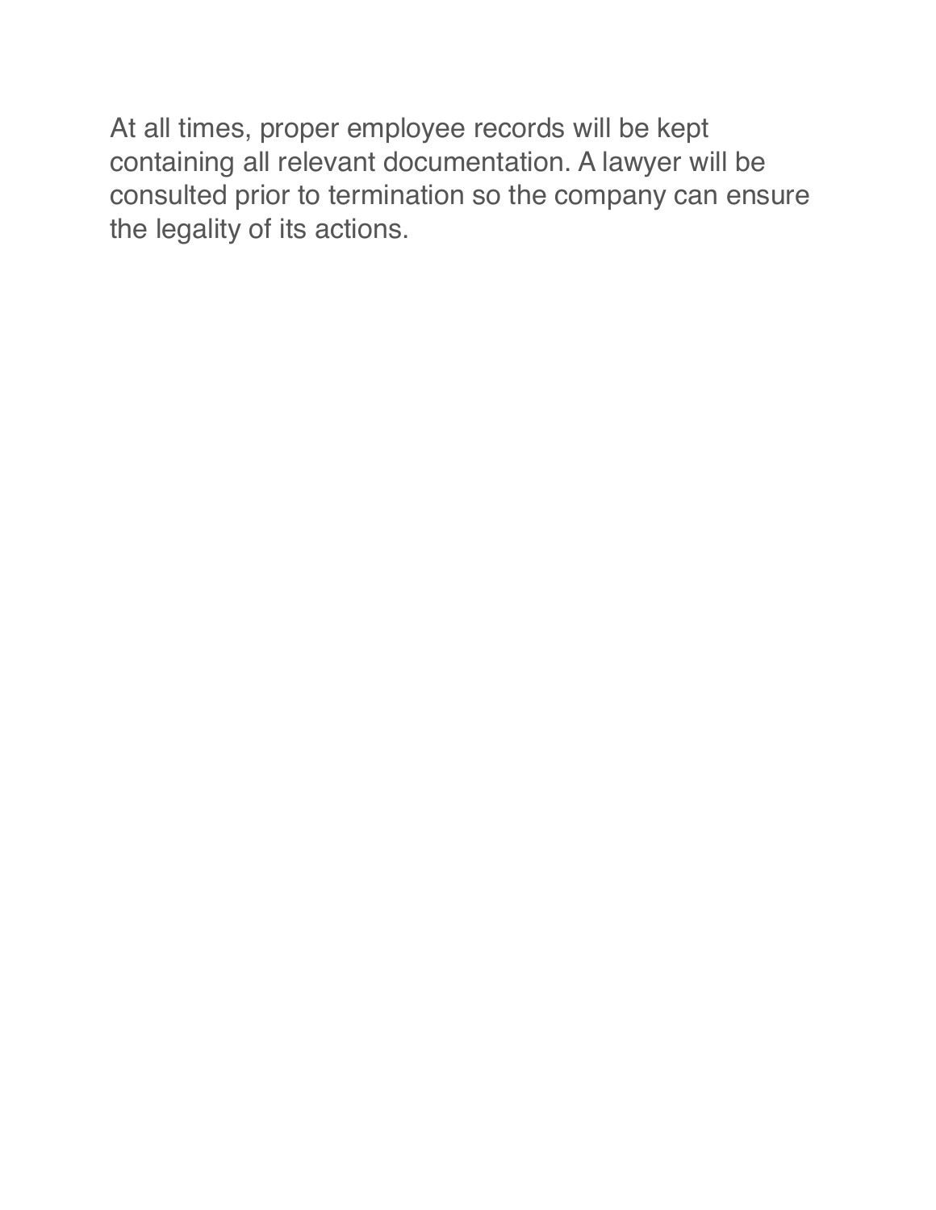At all times, proper employee records will be kept containing all relevant documentation. A lawyer will be consulted prior to termination so the company can ensure the legality of its actions.